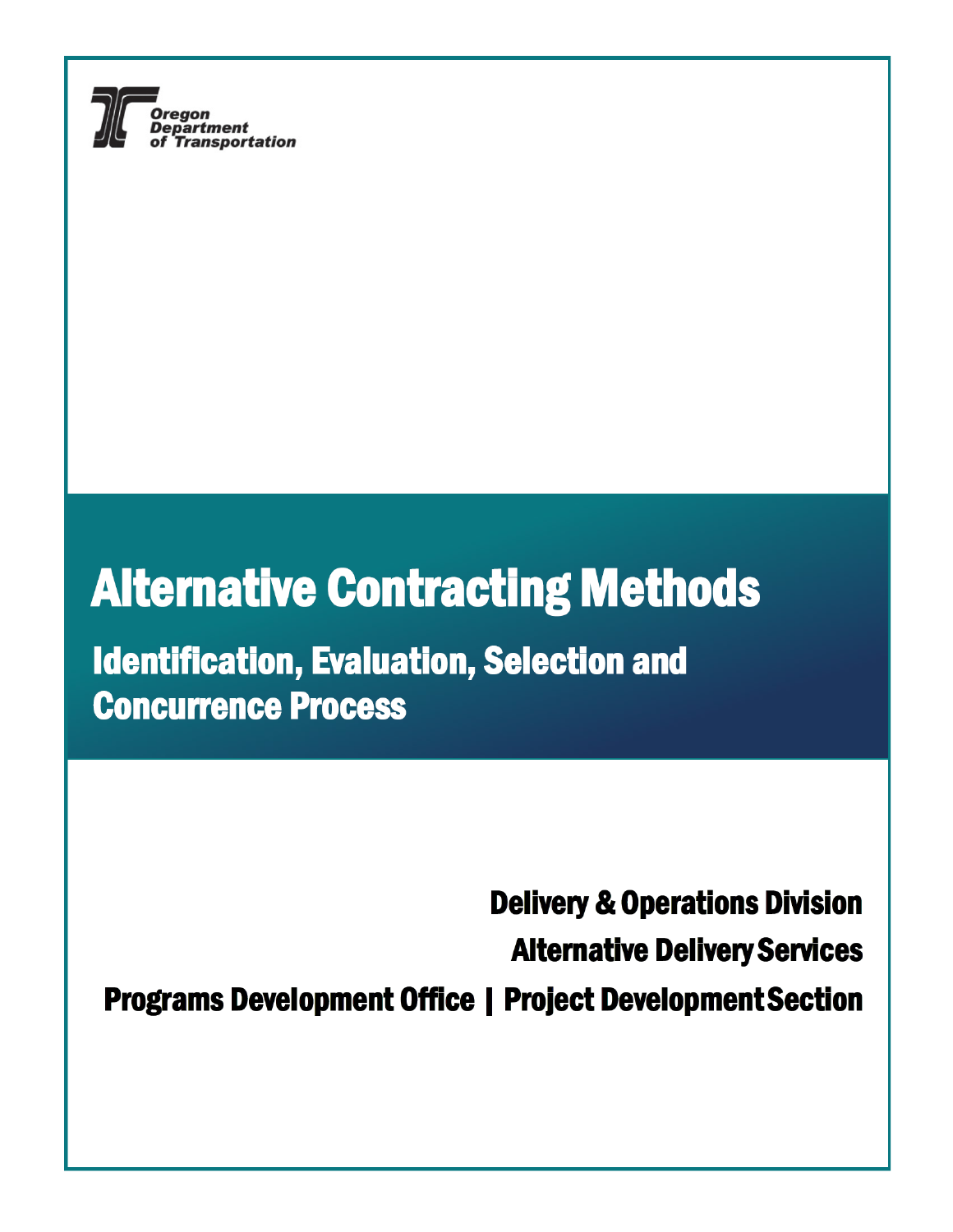Oregon Department of Transportation

# Alternative Contracting Methods

## Identification, Evaluation, Selection and Concurrence Process

**Delivery & Operations Division**

**Alternative Delivery Services**

**Programs Development Office | Project Development Section**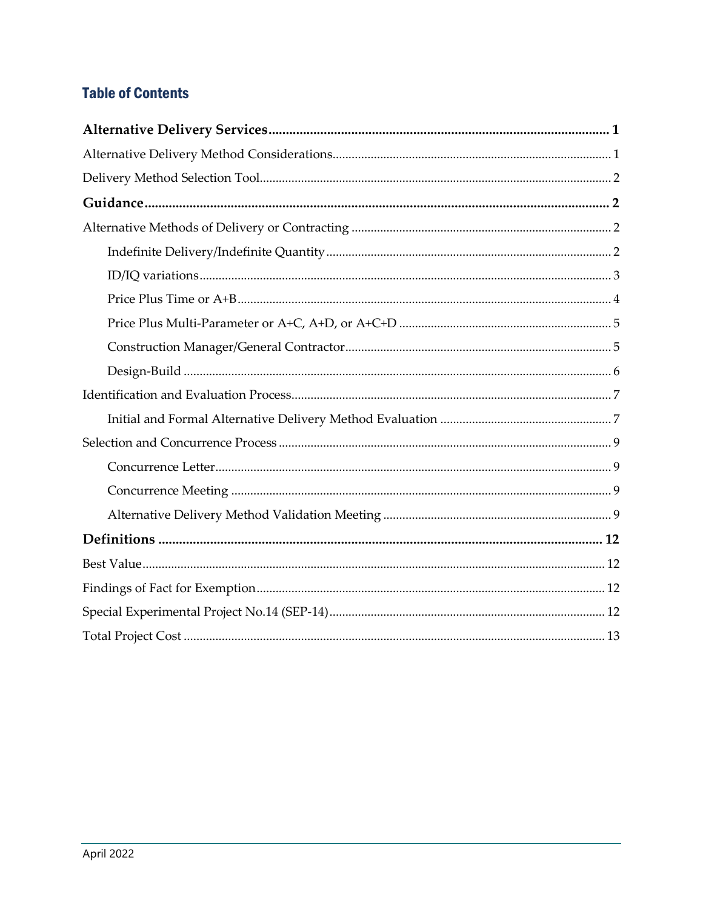## Table of Contents

**Alternative Delivery Services** ..................................................... **1**

Alternative Delivery Method Considerations ..................................................... 1

Delivery Method Selection Tool ..................................................... 2

**Guidance** ..................................................... **2**

Alternative Methods of Delivery or Contracting ..................................................... 2

- Indefinite Delivery/Indefinite Quantity ..................................................... 2
- ID/IQ variations ..................................................... 3
- Price Plus Time or A+B ..................................................... 4
- Price Plus Multi-Parameter or A+C, A+D, or A+C+D ..................................................... 5
- Construction Manager/General Contractor ..................................................... 5
- Design-Build ..................................................... 6

Identification and Evaluation Process ..................................................... 7

- Initial and Formal Alternative Delivery Method Evaluation ..................................................... 7

Selection and Concurrence Process ..................................................... 9

- Concurrence Letter ..................................................... 9
- Concurrence Meeting ..................................................... 9
- Alternative Delivery Method Validation Meeting ..................................................... 9

**Definitions** ..................................................... **12**

Best Value ..................................................... 12

Findings of Fact for Exemption ..................................................... 12

Special Experimental Project No.14 (SEP-14) ..................................................... 12

Total Project Cost ..................................................... 13

April 2022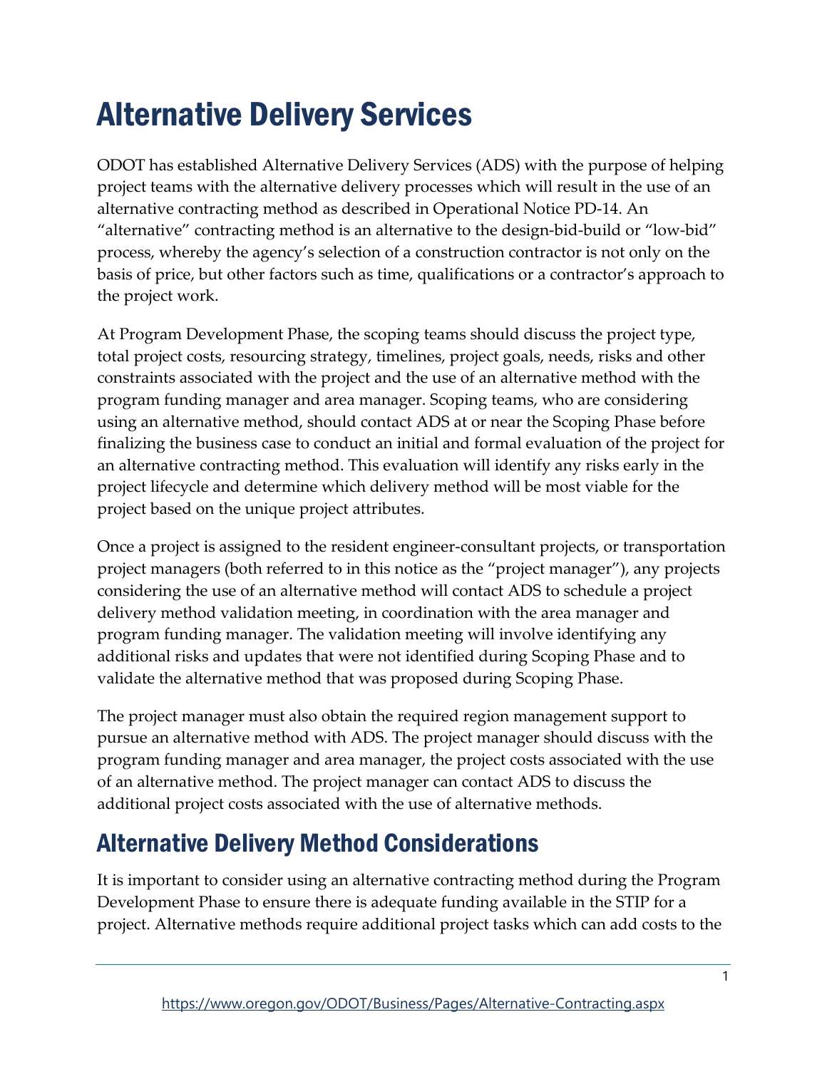# Alternative Delivery Services

ODOT has established Alternative Delivery Services (ADS) with the purpose of helping project teams with the alternative delivery processes which will result in the use of an alternative contracting method as described in Operational Notice PD-14. An "alternative" contracting method is an alternative to the design-bid-build or "low-bid" process, whereby the agency's selection of a construction contractor is not only on the basis of price, but other factors such as time, qualifications or a contractor's approach to the project work.

At Program Development Phase, the scoping teams should discuss the project type, total project costs, resourcing strategy, timelines, project goals, needs, risks and other constraints associated with the project and the use of an alternative method with the program funding manager and area manager. Scoping teams, who are considering using an alternative method, should contact ADS at or near the Scoping Phase before finalizing the business case to conduct an initial and formal evaluation of the project for an alternative contracting method. This evaluation will identify any risks early in the project lifecycle and determine which delivery method will be most viable for the project based on the unique project attributes.

Once a project is assigned to the resident engineer-consultant projects, or transportation project managers (both referred to in this notice as the "project manager"), any projects considering the use of an alternative method will contact ADS to schedule a project delivery method validation meeting, in coordination with the area manager and program funding manager. The validation meeting will involve identifying any additional risks and updates that were not identified during Scoping Phase and to validate the alternative method that was proposed during Scoping Phase.

The project manager must also obtain the required region management support to pursue an alternative method with ADS. The project manager should discuss with the program funding manager and area manager, the project costs associated with the use of an alternative method. The project manager can contact ADS to discuss the additional project costs associated with the use of alternative methods.

## Alternative Delivery Method Considerations

It is important to consider using an alternative contracting method during the Program Development Phase to ensure there is adequate funding available in the STIP for a project. Alternative methods require additional project tasks which can add costs to the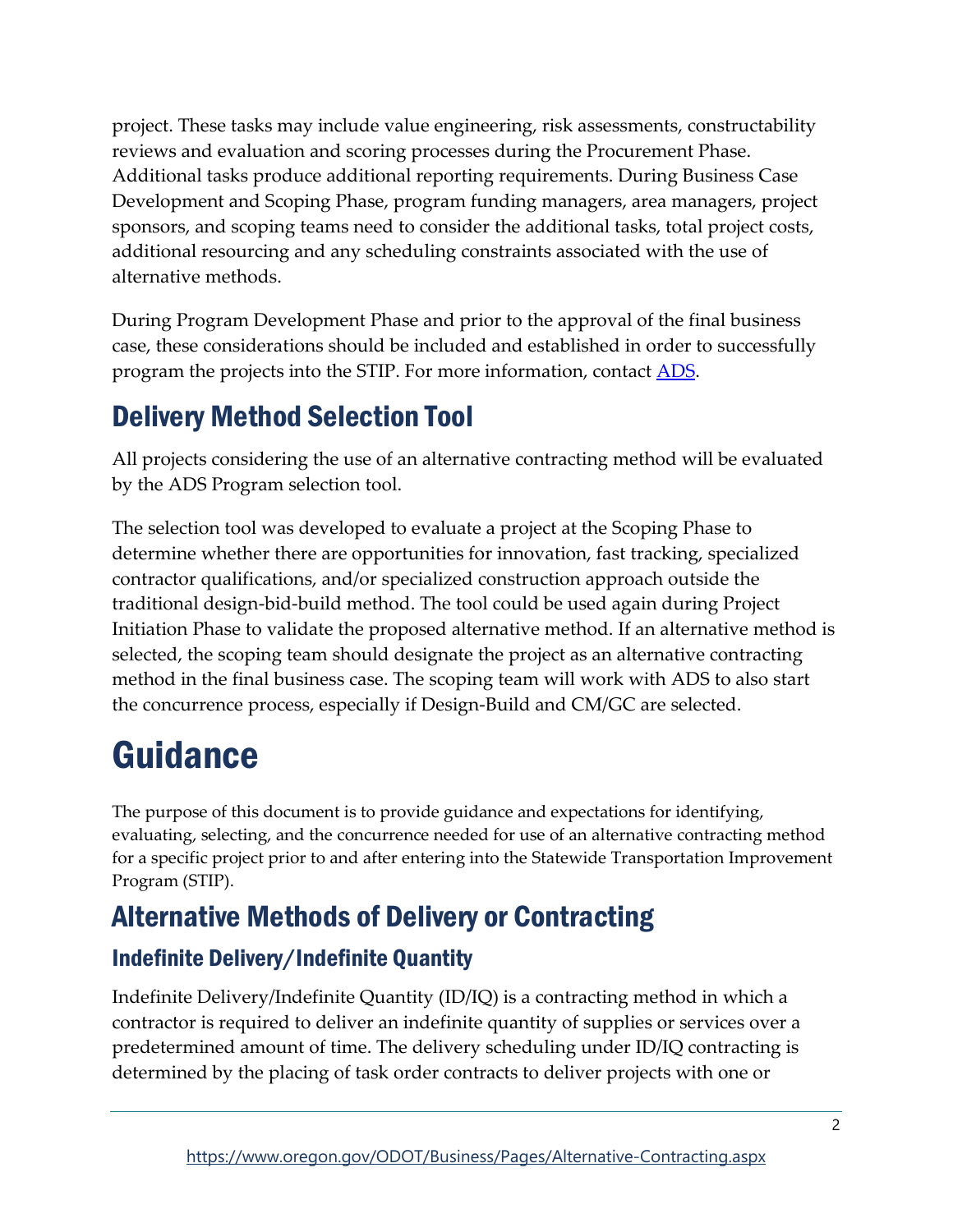project. These tasks may include value engineering, risk assessments, constructability reviews and evaluation and scoring processes during the Procurement Phase. Additional tasks produce additional reporting requirements. During Business Case Development and Scoping Phase, program funding managers, area managers, project sponsors, and scoping teams need to consider the additional tasks, total project costs, additional resourcing and any scheduling constraints associated with the use of alternative methods.

During Program Development Phase and prior to the approval of the final business case, these considerations should be included and established in order to successfully program the projects into the STIP. For more information, contact [ADS](https://www.oregon.gov/ODOT/Business/Pages/Alternative-Contracting.aspx).

## Delivery Method Selection Tool

All projects considering the use of an alternative contracting method will be evaluated by the ADS Program selection tool.

The selection tool was developed to evaluate a project at the Scoping Phase to determine whether there are opportunities for innovation, fast tracking, specialized contractor qualifications, and/or specialized construction approach outside the traditional design-bid-build method. The tool could be used again during Project Initiation Phase to validate the proposed alternative method. If an alternative method is selected, the scoping team should designate the project as an alternative contracting method in the final business case. The scoping team will work with ADS to also start the concurrence process, especially if Design-Build and CM/GC are selected.

# Guidance

The purpose of this document is to provide guidance and expectations for identifying, evaluating, selecting, and the concurrence needed for use of an alternative contracting method for a specific project prior to and after entering into the Statewide Transportation Improvement Program (STIP).

## Alternative Methods of Delivery or Contracting

### Indefinite Delivery/Indefinite Quantity

Indefinite Delivery/Indefinite Quantity (ID/IQ) is a contracting method in which a contractor is required to deliver an indefinite quantity of supplies or services over a predetermined amount of time. The delivery scheduling under ID/IQ contracting is determined by the placing of task order contracts to deliver projects with one or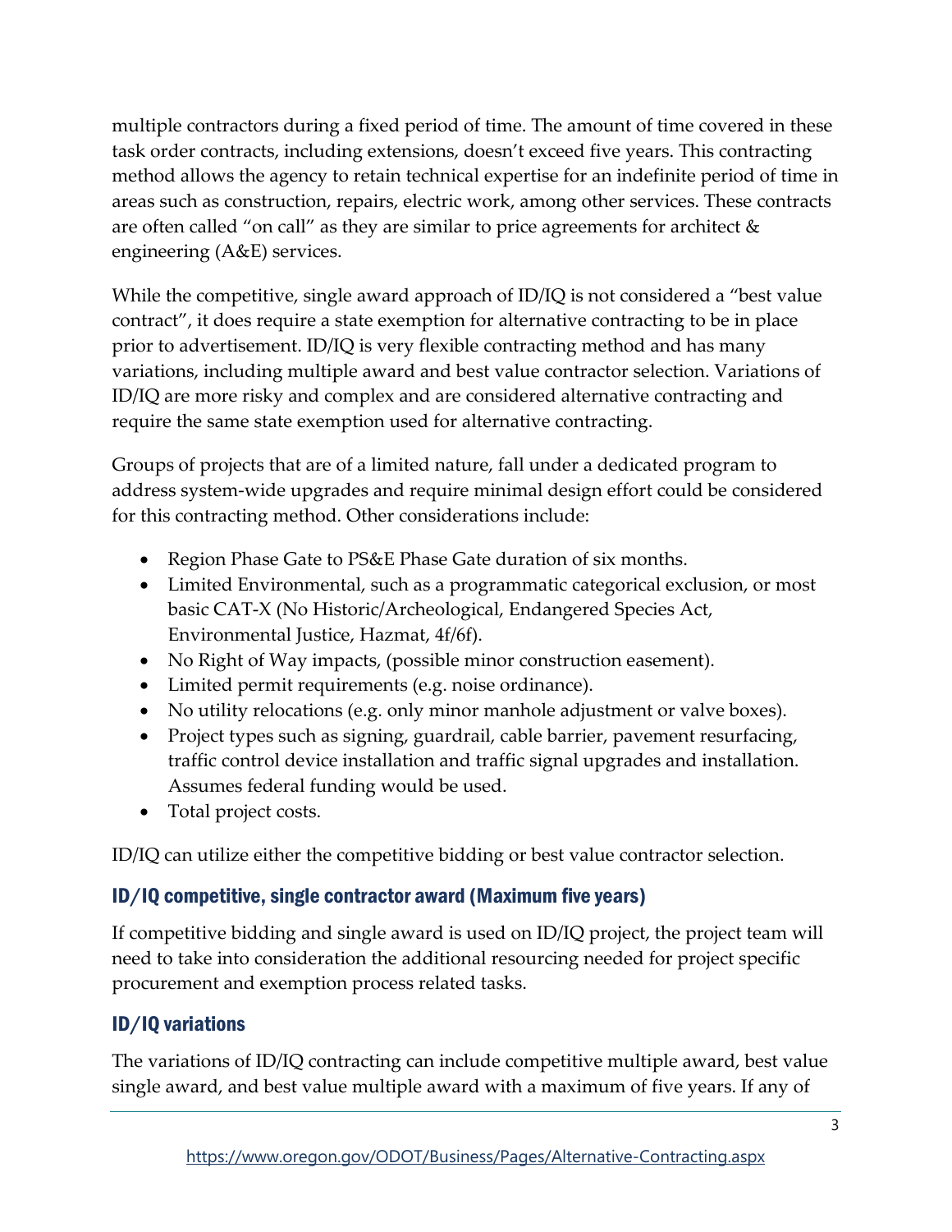multiple contractors during a fixed period of time. The amount of time covered in these task order contracts, including extensions, doesn't exceed five years. This contracting method allows the agency to retain technical expertise for an indefinite period of time in areas such as construction, repairs, electric work, among other services. These contracts are often called "on call" as they are similar to price agreements for architect & engineering (A&E) services.

While the competitive, single award approach of ID/IQ is not considered a "best value contract", it does require a state exemption for alternative contracting to be in place prior to advertisement. ID/IQ is very flexible contracting method and has many variations, including multiple award and best value contractor selection. Variations of ID/IQ are more risky and complex and are considered alternative contracting and require the same state exemption used for alternative contracting.

Groups of projects that are of a limited nature, fall under a dedicated program to address system-wide upgrades and require minimal design effort could be considered for this contracting method. Other considerations include:

- Region Phase Gate to PS&E Phase Gate duration of six months.
- Limited Environmental, such as a programmatic categorical exclusion, or most basic CAT-X (No Historic/Archeological, Endangered Species Act, Environmental Justice, Hazmat, 4f/6f).
- No Right of Way impacts, (possible minor construction easement).
- Limited permit requirements (e.g. noise ordinance).
- No utility relocations (e.g. only minor manhole adjustment or valve boxes).
- Project types such as signing, guardrail, cable barrier, pavement resurfacing, traffic control device installation and traffic signal upgrades and installation. Assumes federal funding would be used.
- Total project costs.

ID/IQ can utilize either the competitive bidding or best value contractor selection.

### ID/IQ competitive, single contractor award (Maximum five years)

If competitive bidding and single award is used on ID/IQ project, the project team will need to take into consideration the additional resourcing needed for project specific procurement and exemption process related tasks.

### ID/IQ variations

The variations of ID/IQ contracting can include competitive multiple award, best value single award, and best value multiple award with a maximum of five years. If any of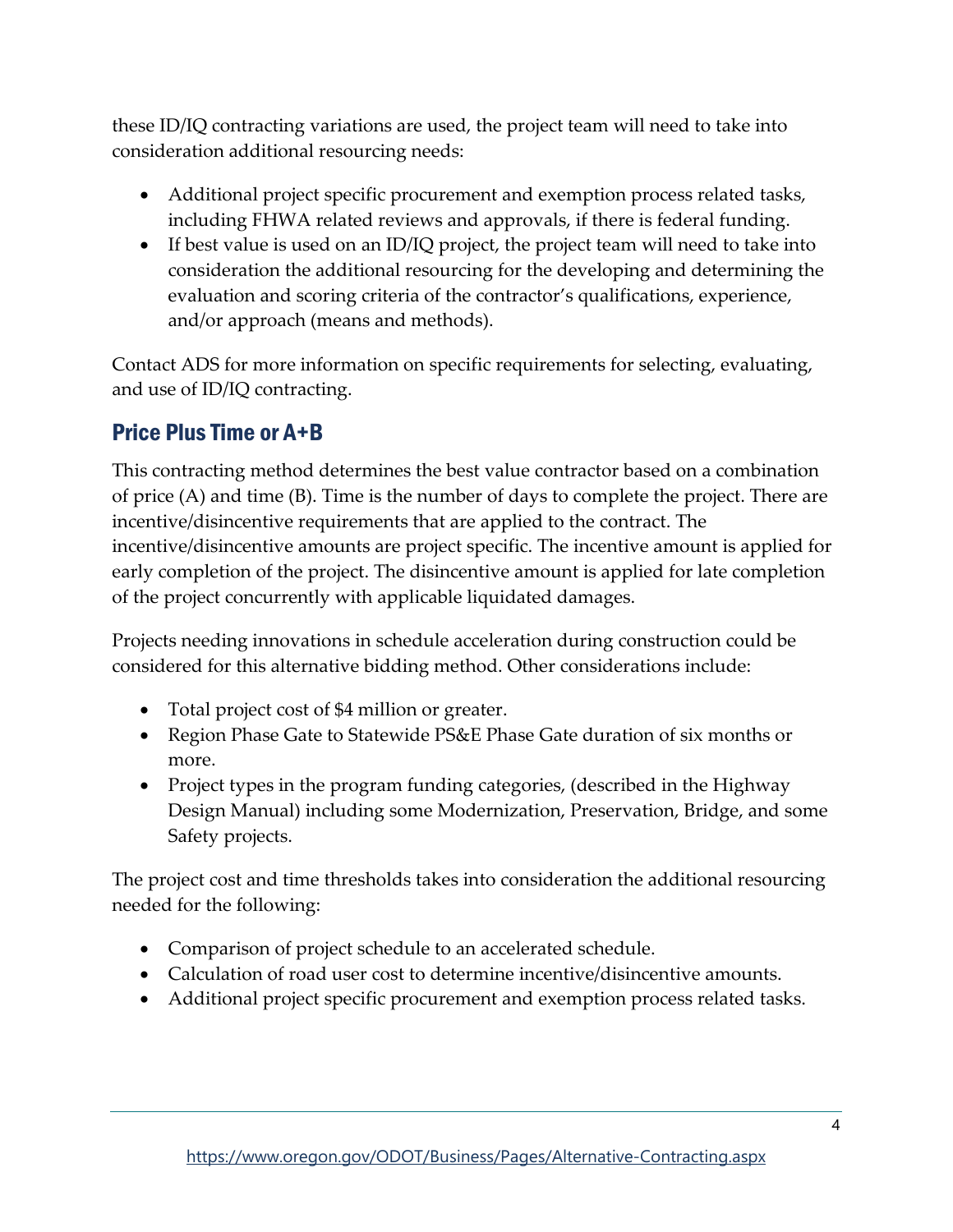these ID/IQ contracting variations are used, the project team will need to take into consideration additional resourcing needs:

- Additional project specific procurement and exemption process related tasks, including FHWA related reviews and approvals, if there is federal funding.
- If best value is used on an ID/IQ project, the project team will need to take into consideration the additional resourcing for the developing and determining the evaluation and scoring criteria of the contractor's qualifications, experience, and/or approach (means and methods).

Contact ADS for more information on specific requirements for selecting, evaluating, and use of ID/IQ contracting.

## Price Plus Time or A+B

This contracting method determines the best value contractor based on a combination of price (A) and time (B). Time is the number of days to complete the project. There are incentive/disincentive requirements that are applied to the contract. The incentive/disincentive amounts are project specific. The incentive amount is applied for early completion of the project. The disincentive amount is applied for late completion of the project concurrently with applicable liquidated damages.

Projects needing innovations in schedule acceleration during construction could be considered for this alternative bidding method. Other considerations include:

- Total project cost of $4 million or greater.
- Region Phase Gate to Statewide PS&E Phase Gate duration of six months or more.
- Project types in the program funding categories, (described in the Highway Design Manual) including some Modernization, Preservation, Bridge, and some Safety projects.

The project cost and time thresholds takes into consideration the additional resourcing needed for the following:

- Comparison of project schedule to an accelerated schedule.
- Calculation of road user cost to determine incentive/disincentive amounts.
- Additional project specific procurement and exemption process related tasks.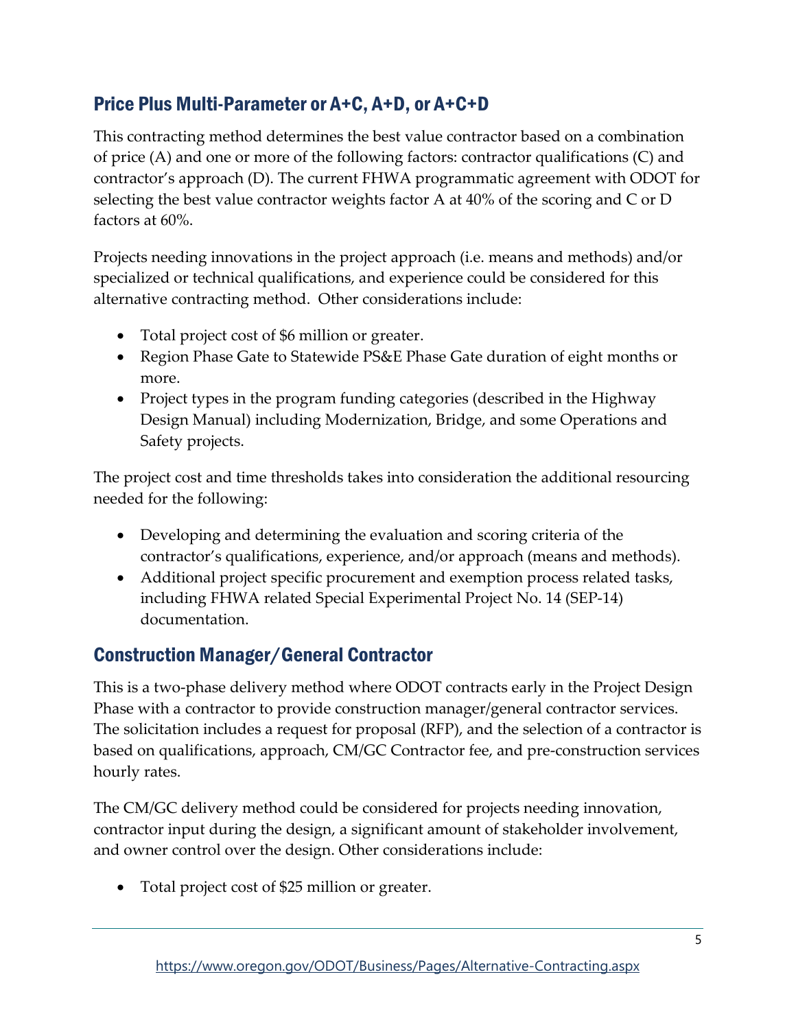## Price Plus Multi-Parameter or A+C, A+D, or A+C+D

This contracting method determines the best value contractor based on a combination of price (A) and one or more of the following factors: contractor qualifications (C) and contractor's approach (D). The current FHWA programmatic agreement with ODOT for selecting the best value contractor weights factor A at 40% of the scoring and C or D factors at 60%.

Projects needing innovations in the project approach (i.e. means and methods) and/or specialized or technical qualifications, and experience could be considered for this alternative contracting method. Other considerations include:

- Total project cost of $6 million or greater.
- Region Phase Gate to Statewide PS&E Phase Gate duration of eight months or more.
- Project types in the program funding categories (described in the Highway Design Manual) including Modernization, Bridge, and some Operations and Safety projects.

The project cost and time thresholds takes into consideration the additional resourcing needed for the following:

- Developing and determining the evaluation and scoring criteria of the contractor's qualifications, experience, and/or approach (means and methods).
- Additional project specific procurement and exemption process related tasks, including FHWA related Special Experimental Project No. 14 (SEP-14) documentation.

## Construction Manager/General Contractor

This is a two-phase delivery method where ODOT contracts early in the Project Design Phase with a contractor to provide construction manager/general contractor services. The solicitation includes a request for proposal (RFP), and the selection of a contractor is based on qualifications, approach, CM/GC Contractor fee, and pre-construction services hourly rates.

The CM/GC delivery method could be considered for projects needing innovation, contractor input during the design, a significant amount of stakeholder involvement, and owner control over the design. Other considerations include:

- Total project cost of $25 million or greater.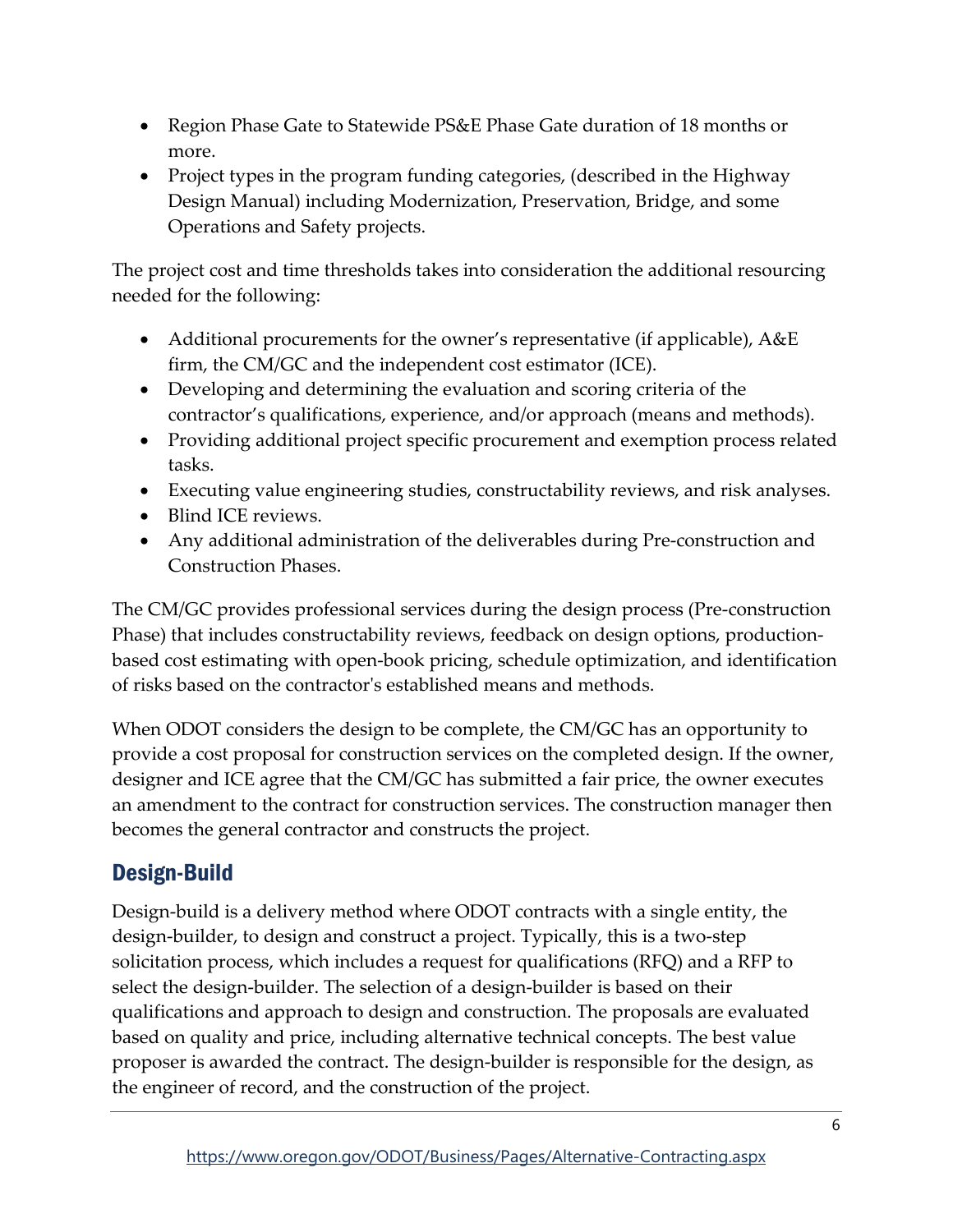- Region Phase Gate to Statewide PS&E Phase Gate duration of 18 months or more.
- Project types in the program funding categories, (described in the Highway Design Manual) including Modernization, Preservation, Bridge, and some Operations and Safety projects.

The project cost and time thresholds takes into consideration the additional resourcing needed for the following:

- Additional procurements for the owner's representative (if applicable), A&E firm, the CM/GC and the independent cost estimator (ICE).
- Developing and determining the evaluation and scoring criteria of the contractor's qualifications, experience, and/or approach (means and methods).
- Providing additional project specific procurement and exemption process related tasks.
- Executing value engineering studies, constructability reviews, and risk analyses.
- Blind ICE reviews.
- Any additional administration of the deliverables during Pre-construction and Construction Phases.

The CM/GC provides professional services during the design process (Pre-construction Phase) that includes constructability reviews, feedback on design options, production-based cost estimating with open-book pricing, schedule optimization, and identification of risks based on the contractor's established means and methods.

When ODOT considers the design to be complete, the CM/GC has an opportunity to provide a cost proposal for construction services on the completed design. If the owner, designer and ICE agree that the CM/GC has submitted a fair price, the owner executes an amendment to the contract for construction services. The construction manager then becomes the general contractor and constructs the project.

## Design-Build

Design-build is a delivery method where ODOT contracts with a single entity, the design-builder, to design and construct a project. Typically, this is a two-step solicitation process, which includes a request for qualifications (RFQ) and a RFP to select the design-builder. The selection of a design-builder is based on their qualifications and approach to design and construction. The proposals are evaluated based on quality and price, including alternative technical concepts. The best value proposer is awarded the contract. The design-builder is responsible for the design, as the engineer of record, and the construction of the project.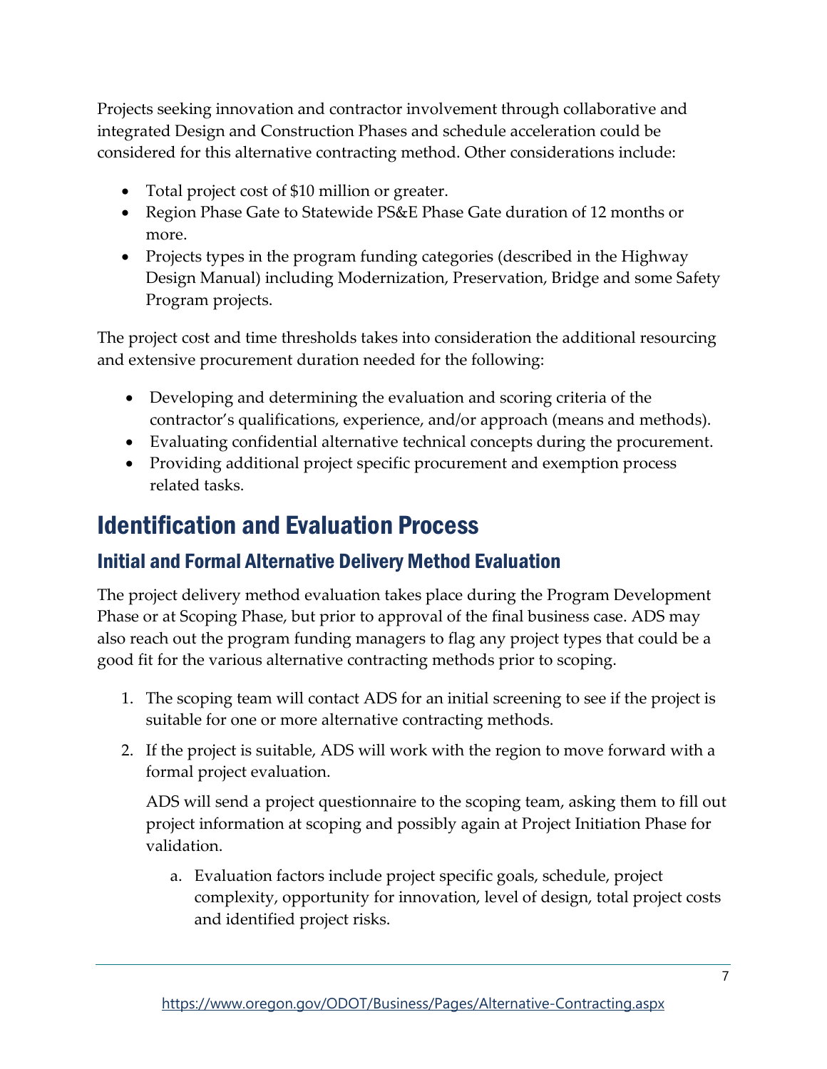Projects seeking innovation and contractor involvement through collaborative and integrated Design and Construction Phases and schedule acceleration could be considered for this alternative contracting method. Other considerations include:

- Total project cost of $10 million or greater.
- Region Phase Gate to Statewide PS&E Phase Gate duration of 12 months or more.
- Projects types in the program funding categories (described in the Highway Design Manual) including Modernization, Preservation, Bridge and some Safety Program projects.

The project cost and time thresholds takes into consideration the additional resourcing and extensive procurement duration needed for the following:

- Developing and determining the evaluation and scoring criteria of the contractor's qualifications, experience, and/or approach (means and methods).
- Evaluating confidential alternative technical concepts during the procurement.
- Providing additional project specific procurement and exemption process related tasks.

# Identification and Evaluation Process

## Initial and Formal Alternative Delivery Method Evaluation

The project delivery method evaluation takes place during the Program Development Phase or at Scoping Phase, but prior to approval of the final business case. ADS may also reach out the program funding managers to flag any project types that could be a good fit for the various alternative contracting methods prior to scoping.

1. The scoping team will contact ADS for an initial screening to see if the project is suitable for one or more alternative contracting methods.
2. If the project is suitable, ADS will work with the region to move forward with a formal project evaluation.

   ADS will send a project questionnaire to the scoping team, asking them to fill out project information at scoping and possibly again at Project Initiation Phase for validation.

   a. Evaluation factors include project specific goals, schedule, project complexity, opportunity for innovation, level of design, total project costs and identified project risks.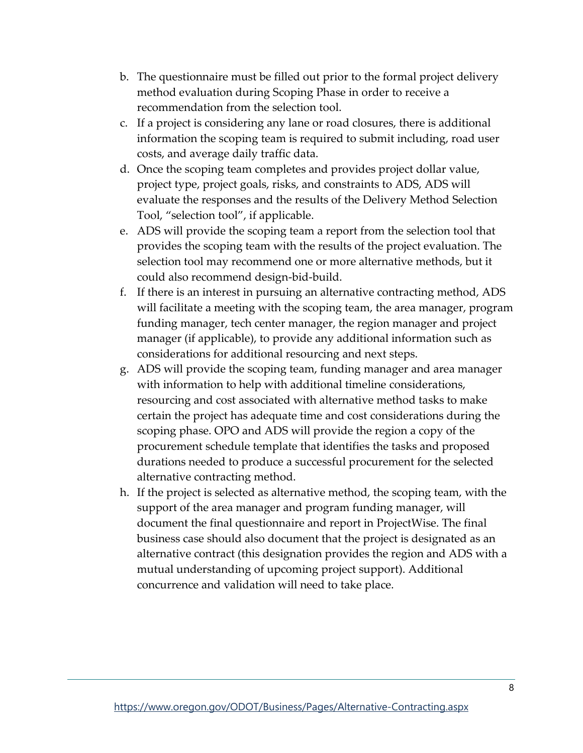b. The questionnaire must be filled out prior to the formal project delivery method evaluation during Scoping Phase in order to receive a recommendation from the selection tool.
c. If a project is considering any lane or road closures, there is additional information the scoping team is required to submit including, road user costs, and average daily traffic data.
d. Once the scoping team completes and provides project dollar value, project type, project goals, risks, and constraints to ADS, ADS will evaluate the responses and the results of the Delivery Method Selection Tool, "selection tool", if applicable.
e. ADS will provide the scoping team a report from the selection tool that provides the scoping team with the results of the project evaluation. The selection tool may recommend one or more alternative methods, but it could also recommend design-bid-build.
f. If there is an interest in pursuing an alternative contracting method, ADS will facilitate a meeting with the scoping team, the area manager, program funding manager, tech center manager, the region manager and project manager (if applicable), to provide any additional information such as considerations for additional resourcing and next steps.
g. ADS will provide the scoping team, funding manager and area manager with information to help with additional timeline considerations, resourcing and cost associated with alternative method tasks to make certain the project has adequate time and cost considerations during the scoping phase. OPO and ADS will provide the region a copy of the procurement schedule template that identifies the tasks and proposed durations needed to produce a successful procurement for the selected alternative contracting method.
h. If the project is selected as alternative method, the scoping team, with the support of the area manager and program funding manager, will document the final questionnaire and report in ProjectWise. The final business case should also document that the project is designated as an alternative contract (this designation provides the region and ADS with a mutual understanding of upcoming project support). Additional concurrence and validation will need to take place.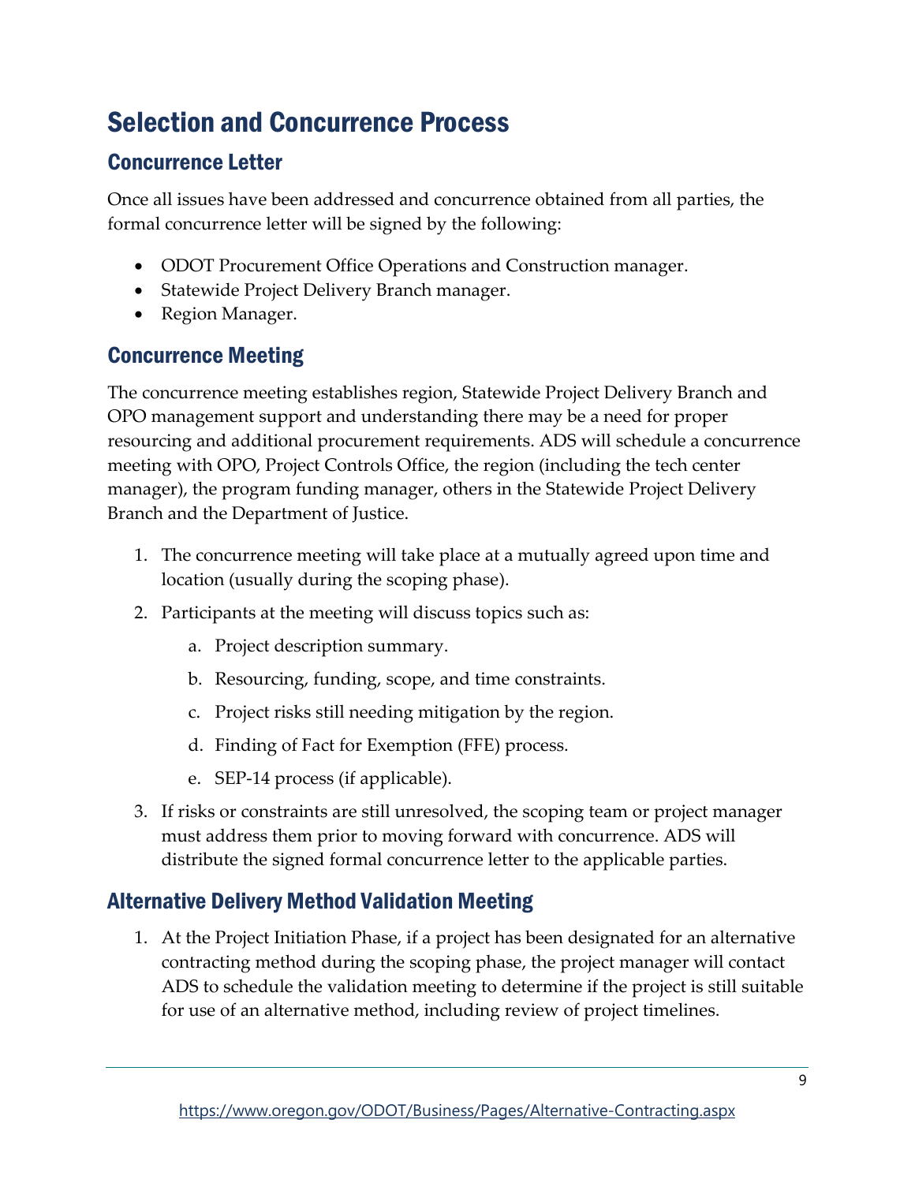# Selection and Concurrence Process

## Concurrence Letter

Once all issues have been addressed and concurrence obtained from all parties, the formal concurrence letter will be signed by the following:

- ODOT Procurement Office Operations and Construction manager.
- Statewide Project Delivery Branch manager.
- Region Manager.

## Concurrence Meeting

The concurrence meeting establishes region, Statewide Project Delivery Branch and OPO management support and understanding there may be a need for proper resourcing and additional procurement requirements. ADS will schedule a concurrence meeting with OPO, Project Controls Office, the region (including the tech center manager), the program funding manager, others in the Statewide Project Delivery Branch and the Department of Justice.

1. The concurrence meeting will take place at a mutually agreed upon time and location (usually during the scoping phase).
2. Participants at the meeting will discuss topics such as:
   a. Project description summary.
   b. Resourcing, funding, scope, and time constraints.
   c. Project risks still needing mitigation by the region.
   d. Finding of Fact for Exemption (FFE) process.
   e. SEP-14 process (if applicable).
3. If risks or constraints are still unresolved, the scoping team or project manager must address them prior to moving forward with concurrence. ADS will distribute the signed formal concurrence letter to the applicable parties.

## Alternative Delivery Method Validation Meeting

1. At the Project Initiation Phase, if a project has been designated for an alternative contracting method during the scoping phase, the project manager will contact ADS to schedule the validation meeting to determine if the project is still suitable for use of an alternative method, including review of project timelines.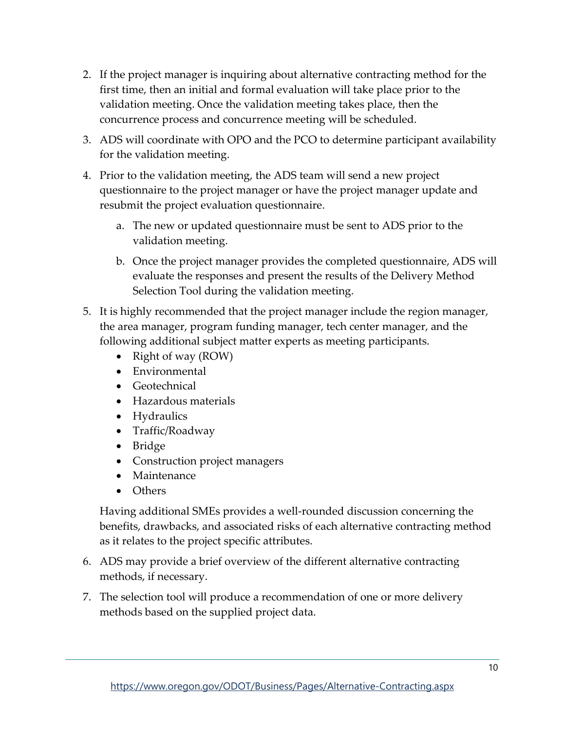2. If the project manager is inquiring about alternative contracting method for the first time, then an initial and formal evaluation will take place prior to the validation meeting. Once the validation meeting takes place, then the concurrence process and concurrence meeting will be scheduled.
3. ADS will coordinate with OPO and the PCO to determine participant availability for the validation meeting.
4. Prior to the validation meeting, the ADS team will send a new project questionnaire to the project manager or have the project manager update and resubmit the project evaluation questionnaire.
   a. The new or updated questionnaire must be sent to ADS prior to the validation meeting.
   b. Once the project manager provides the completed questionnaire, ADS will evaluate the responses and present the results of the Delivery Method Selection Tool during the validation meeting.
5. It is highly recommended that the project manager include the region manager, the area manager, program funding manager, tech center manager, and the following additional subject matter experts as meeting participants.
   - Right of way (ROW)
   - Environmental
   - Geotechnical
   - Hazardous materials
   - Hydraulics
   - Traffic/Roadway
   - Bridge
   - Construction project managers
   - Maintenance
   - Others

   Having additional SMEs provides a well-rounded discussion concerning the benefits, drawbacks, and associated risks of each alternative contracting method as it relates to the project specific attributes.
6. ADS may provide a brief overview of the different alternative contracting methods, if necessary.
7. The selection tool will produce a recommendation of one or more delivery methods based on the supplied project data.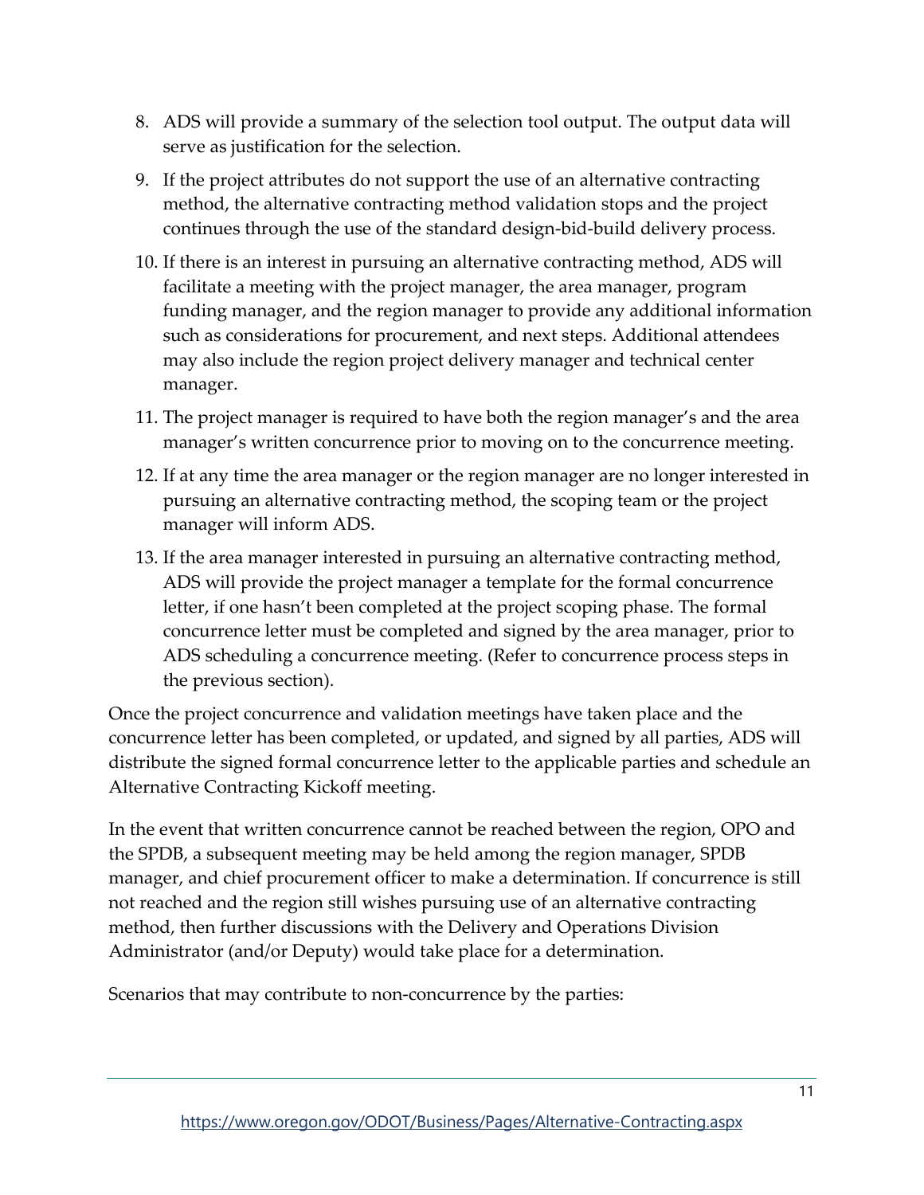8. ADS will provide a summary of the selection tool output. The output data will serve as justification for the selection.
9. If the project attributes do not support the use of an alternative contracting method, the alternative contracting method validation stops and the project continues through the use of the standard design-bid-build delivery process.
10. If there is an interest in pursuing an alternative contracting method, ADS will facilitate a meeting with the project manager, the area manager, program funding manager, and the region manager to provide any additional information such as considerations for procurement, and next steps. Additional attendees may also include the region project delivery manager and technical center manager.
11. The project manager is required to have both the region manager's and the area manager's written concurrence prior to moving on to the concurrence meeting.
12. If at any time the area manager or the region manager are no longer interested in pursuing an alternative contracting method, the scoping team or the project manager will inform ADS.
13. If the area manager interested in pursuing an alternative contracting method, ADS will provide the project manager a template for the formal concurrence letter, if one hasn't been completed at the project scoping phase. The formal concurrence letter must be completed and signed by the area manager, prior to ADS scheduling a concurrence meeting. (Refer to concurrence process steps in the previous section).

Once the project concurrence and validation meetings have taken place and the concurrence letter has been completed, or updated, and signed by all parties, ADS will distribute the signed formal concurrence letter to the applicable parties and schedule an Alternative Contracting Kickoff meeting.

In the event that written concurrence cannot be reached between the region, OPO and the SPDB, a subsequent meeting may be held among the region manager, SPDB manager, and chief procurement officer to make a determination. If concurrence is still not reached and the region still wishes pursuing use of an alternative contracting method, then further discussions with the Delivery and Operations Division Administrator (and/or Deputy) would take place for a determination.

Scenarios that may contribute to non-concurrence by the parties: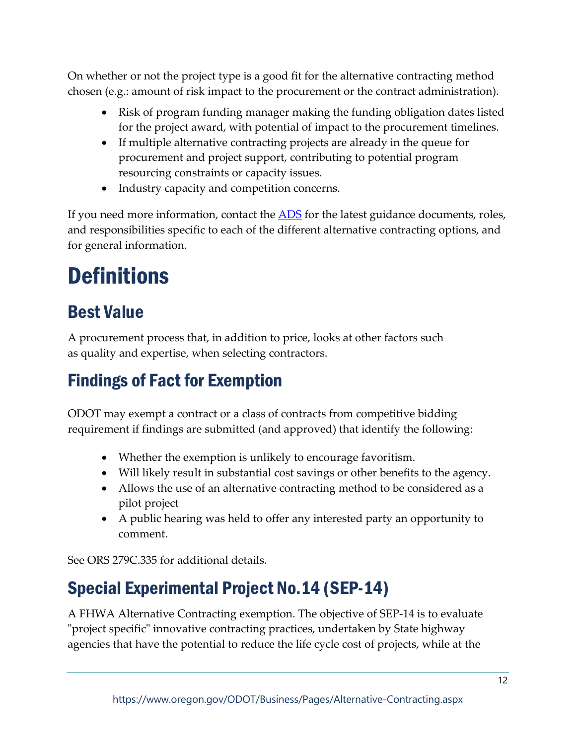On whether or not the project type is a good fit for the alternative contracting method chosen (e.g.: amount of risk impact to the procurement or the contract administration).

- Risk of program funding manager making the funding obligation dates listed for the project award, with potential of impact to the procurement timelines.
- If multiple alternative contracting projects are already in the queue for procurement and project support, contributing to potential program resourcing constraints or capacity issues.
- Industry capacity and competition concerns.

If you need more information, contact the [ADS](#) for the latest guidance documents, roles, and responsibilities specific to each of the different alternative contracting options, and for general information.

# Definitions

## Best Value

A procurement process that, in addition to price, looks at other factors such as quality and expertise, when selecting contractors.

## Findings of Fact for Exemption

ODOT may exempt a contract or a class of contracts from competitive bidding requirement if findings are submitted (and approved) that identify the following:

- Whether the exemption is unlikely to encourage favoritism.
- Will likely result in substantial cost savings or other benefits to the agency.
- Allows the use of an alternative contracting method to be considered as a pilot project
- A public hearing was held to offer any interested party an opportunity to comment.

See ORS 279C.335 for additional details.

## Special Experimental Project No.14 (SEP-14)

A FHWA Alternative Contracting exemption. The objective of SEP-14 is to evaluate "project specific" innovative contracting practices, undertaken by State highway agencies that have the potential to reduce the life cycle cost of projects, while at the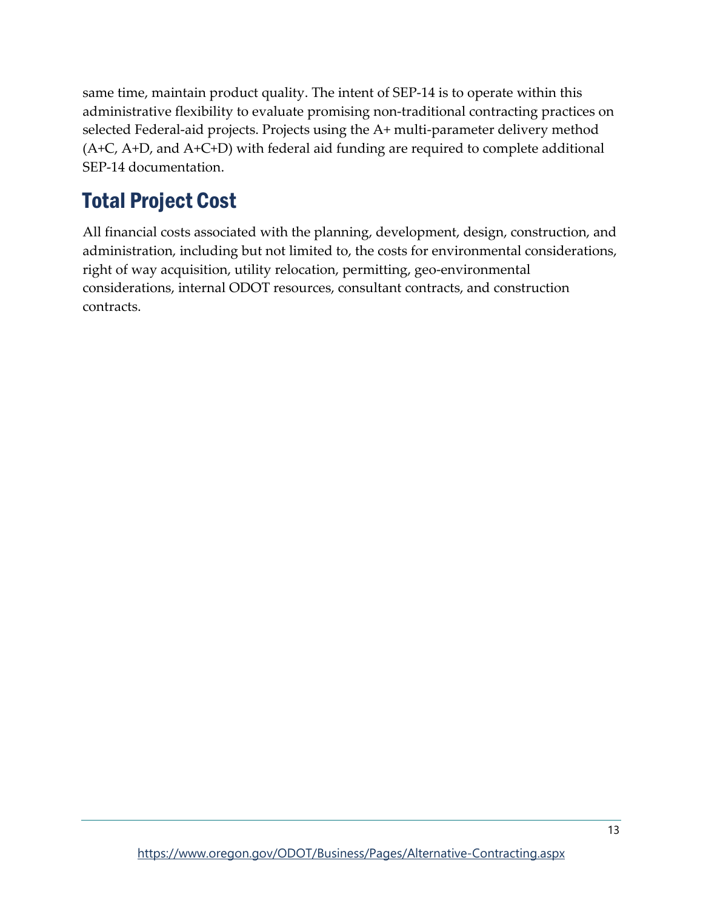same time, maintain product quality. The intent of SEP-14 is to operate within this administrative flexibility to evaluate promising non-traditional contracting practices on selected Federal-aid projects. Projects using the A+ multi-parameter delivery method (A+C, A+D, and A+C+D) with federal aid funding are required to complete additional SEP-14 documentation.

## Total Project Cost

All financial costs associated with the planning, development, design, construction, and administration, including but not limited to, the costs for environmental considerations, right of way acquisition, utility relocation, permitting, geo-environmental considerations, internal ODOT resources, consultant contracts, and construction contracts.